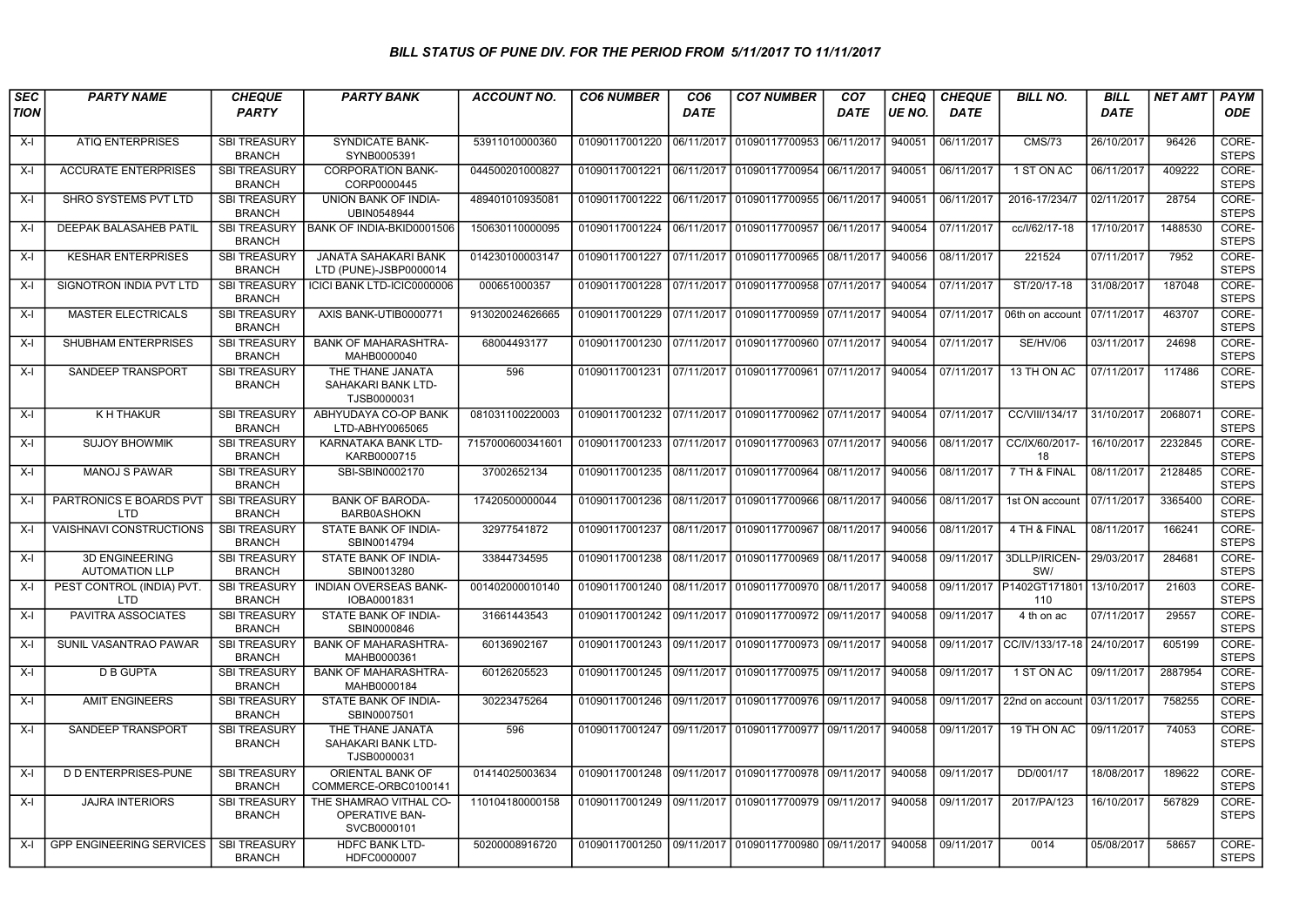# BILL STATUS OF PUNE DIV. FOR THE PERIOD FROM 5/11/2017 TO 11/11/2017

| SECTION | PARTY NAME | CHEQUE PARTY | PARTY BANK | ACCOUNT NO. | CO6 NUMBER | CO6 DATE | CO7 NUMBER | CO7 DATE | CHEQUE NO. | CHEQUE DATE | BILL NO. | BILL DATE | NET AMT | PAYMODE |
|---|---|---|---|---|---|---|---|---|---|---|---|---|---|---|
| X-I | ATIQ ENTERPRISES | SBI TREASURY BRANCH | SYNDICATE BANK-SYNB0005391 | 53911010000360 | 01090117001220 | 06/11/2017 | 01090117700953 | 06/11/2017 | 940051 | 06/11/2017 | CMS/73 | 26/10/2017 | 96426 | CORE-STEPS |
| X-I | ACCURATE ENTERPRISES | SBI TREASURY BRANCH | CORPORATION BANK-CORP0000445 | 044500201000827 | 01090117001221 | 06/11/2017 | 01090117700954 | 06/11/2017 | 940051 | 06/11/2017 | 1 ST ON AC | 06/11/2017 | 409222 | CORE-STEPS |
| X-I | SHRO SYSTEMS PVT LTD | SBI TREASURY BRANCH | UNION BANK OF INDIA-UBIN0548944 | 489401010935081 | 01090117001222 | 06/11/2017 | 01090117700955 | 06/11/2017 | 940051 | 06/11/2017 | 2016-17/234/7 | 02/11/2017 | 28754 | CORE-STEPS |
| X-I | DEEPAK BALASAHEB PATIL | SBI TREASURY BRANCH | BANK OF INDIA-BKID0001506 | 150630110000095 | 01090117001224 | 06/11/2017 | 01090117700957 | 06/11/2017 | 940054 | 07/11/2017 | cc/I/62/17-18 | 17/10/2017 | 1488530 | CORE-STEPS |
| X-I | KESHAR ENTERPRISES | SBI TREASURY BRANCH | JANATA SAHAKARI BANK LTD (PUNE)-JSBP0000014 | 014230100003147 | 01090117001227 | 07/11/2017 | 01090117700965 | 08/11/2017 | 940056 | 08/11/2017 | 221524 | 07/11/2017 | 7952 | CORE-STEPS |
| X-I | SIGNOTRON INDIA PVT LTD | SBI TREASURY BRANCH | ICICI BANK LTD-ICIC0000006 | 000651000357 | 01090117001228 | 07/11/2017 | 01090117700958 | 07/11/2017 | 940054 | 07/11/2017 | ST/20/17-18 | 31/08/2017 | 187048 | CORE-STEPS |
| X-I | MASTER ELECTRICALS | SBI TREASURY BRANCH | AXIS BANK-UTIB0000771 | 913020024626665 | 01090117001229 | 07/11/2017 | 01090117700959 | 07/11/2017 | 940054 | 07/11/2017 | 06th on account | 07/11/2017 | 463707 | CORE-STEPS |
| X-I | SHUBHAM ENTERPRISES | SBI TREASURY BRANCH | BANK OF MAHARASHTRA-MAHB0000040 | 68004493177 | 01090117001230 | 07/11/2017 | 01090117700960 | 07/11/2017 | 940054 | 07/11/2017 | SE/HV/06 | 03/11/2017 | 24698 | CORE-STEPS |
| X-I | SANDEEP TRANSPORT | SBI TREASURY BRANCH | THE THANE JANATA SAHAKARI BANK LTD-TJSB0000031 | 596 | 01090117001231 | 07/11/2017 | 01090117700961 | 07/11/2017 | 940054 | 07/11/2017 | 13 TH ON AC | 07/11/2017 | 117486 | CORE-STEPS |
| X-I | K H THAKUR | SBI TREASURY BRANCH | ABHYUDAYA CO-OP BANK LTD-ABHY0065065 | 081031100220003 | 01090117001232 | 07/11/2017 | 01090117700962 | 07/11/2017 | 940054 | 07/11/2017 | CC/VIII/134/17 | 31/10/2017 | 2068071 | CORE-STEPS |
| X-I | SUJOY BHOWMIK | SBI TREASURY BRANCH | KARNATAKA BANK LTD-KARB0000715 | 7157000600341601 | 01090117001233 | 07/11/2017 | 01090117700963 | 07/11/2017 | 940056 | 08/11/2017 | CC/IX/60/2017-18 | 16/10/2017 | 2232845 | CORE-STEPS |
| X-I | MANOJ S PAWAR | SBI TREASURY BRANCH | SBI-SBIN0002170 | 37002652134 | 01090117001235 | 08/11/2017 | 01090117700964 | 08/11/2017 | 940056 | 08/11/2017 | 7 TH & FINAL | 08/11/2017 | 2128485 | CORE-STEPS |
| X-I | PARTRONICS E BOARDS PVT LTD | SBI TREASURY BRANCH | BANK OF BARODA-BARB0ASHOKN | 17420500000044 | 01090117001236 | 08/11/2017 | 01090117700966 | 08/11/2017 | 940056 | 08/11/2017 | 1st ON account | 07/11/2017 | 3365400 | CORE-STEPS |
| X-I | VAISHNAVI CONSTRUCTIONS | SBI TREASURY BRANCH | STATE BANK OF INDIA-SBIN0014794 | 32977541872 | 01090117001237 | 08/11/2017 | 01090117700967 | 08/11/2017 | 940056 | 08/11/2017 | 4 TH & FINAL | 08/11/2017 | 166241 | CORE-STEPS |
| X-I | 3D ENGINEERING AUTOMATION LLP | SBI TREASURY BRANCH | STATE BANK OF INDIA-SBIN0013280 | 33844734595 | 01090117001238 | 08/11/2017 | 01090117700969 | 08/11/2017 | 940058 | 09/11/2017 | 3DLLP/IRICEN-SW/ | 29/03/2017 | 284681 | CORE-STEPS |
| X-I | PEST CONTROL (INDIA) PVT. LTD | SBI TREASURY BRANCH | INDIAN OVERSEAS BANK-IOBA0001831 | 001402000010140 | 01090117001240 | 08/11/2017 | 01090117700970 | 08/11/2017 | 940058 | 09/11/2017 | P1402GT171801110 | 13/10/2017 | 21603 | CORE-STEPS |
| X-I | PAVITRA ASSOCIATES | SBI TREASURY BRANCH | STATE BANK OF INDIA-SBIN0000846 | 31661443543 | 01090117001242 | 09/11/2017 | 01090117700972 | 09/11/2017 | 940058 | 09/11/2017 | 4 th on ac | 07/11/2017 | 29557 | CORE-STEPS |
| X-I | SUNIL VASANTRAO PAWAR | SBI TREASURY BRANCH | BANK OF MAHARASHTRA-MAHB0000361 | 60136902167 | 01090117001243 | 09/11/2017 | 01090117700973 | 09/11/2017 | 940058 | 09/11/2017 | CC/IV/133/17-18 | 24/10/2017 | 605199 | CORE-STEPS |
| X-I | D B GUPTA | SBI TREASURY BRANCH | BANK OF MAHARASHTRA-MAHB0000184 | 60126205523 | 01090117001245 | 09/11/2017 | 01090117700975 | 09/11/2017 | 940058 | 09/11/2017 | 1 ST ON AC | 09/11/2017 | 2887954 | CORE-STEPS |
| X-I | AMIT ENGINEERS | SBI TREASURY BRANCH | STATE BANK OF INDIA-SBIN0007501 | 30223475264 | 01090117001246 | 09/11/2017 | 01090117700976 | 09/11/2017 | 940058 | 09/11/2017 | 22nd on account | 03/11/2017 | 758255 | CORE-STEPS |
| X-I | SANDEEP TRANSPORT | SBI TREASURY BRANCH | THE THANE JANATA SAHAKARI BANK LTD-TJSB0000031 | 596 | 01090117001247 | 09/11/2017 | 01090117700977 | 09/11/2017 | 940058 | 09/11/2017 | 19 TH ON AC | 09/11/2017 | 74053 | CORE-STEPS |
| X-I | D D ENTERPRISES-PUNE | SBI TREASURY BRANCH | ORIENTAL BANK OF COMMERCE-ORBC0100141 | 01414025003634 | 01090117001248 | 09/11/2017 | 01090117700978 | 09/11/2017 | 940058 | 09/11/2017 | DD/001/17 | 18/08/2017 | 189622 | CORE-STEPS |
| X-I | JAJRA INTERIORS | SBI TREASURY BRANCH | THE SHAMRAO VITHAL CO-OPERATIVE BAN-SVCB0000101 | 110104180000158 | 01090117001249 | 09/11/2017 | 01090117700979 | 09/11/2017 | 940058 | 09/11/2017 | 2017/PA/123 | 16/10/2017 | 567829 | CORE-STEPS |
| X-I | GPP ENGINEERING SERVICES | SBI TREASURY BRANCH | HDFC BANK LTD-HDFC0000007 | 50200008916720 | 01090117001250 | 09/11/2017 | 01090117700980 | 09/11/2017 | 940058 | 09/11/2017 | 0014 | 05/08/2017 | 58657 | CORE-STEPS |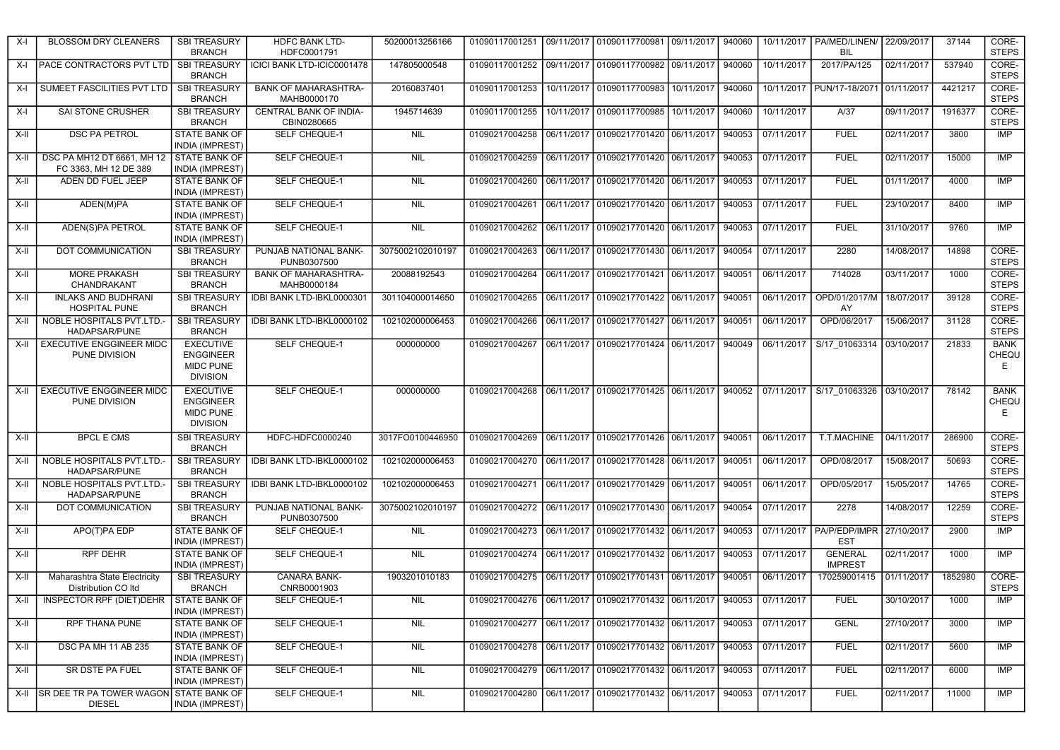| X-I | BLOSSOM DRY CLEANERS | SBI TREASURY BRANCH | HDFC BANK LTD-HDFC0001791 | 50200013256166 | 01090117001251 | 09/11/2017 | 01090117700981 | 09/11/2017 | 940060 | 10/11/2017 | PA/MED/LINEN/BIL | 22/09/2017 | 37144 | CORE-STEPS |
|---|---|---|---|---|---|---|---|---|---|---|---|---|---|---|
| X-I | PACE CONTRACTORS PVT LTD | SBI TREASURY BRANCH | ICICI BANK LTD-ICIC0001478 | 147805000548 | 01090117001252 | 09/11/2017 | 01090117700982 | 09/11/2017 | 940060 | 10/11/2017 | 2017/PA/125 | 02/11/2017 | 537940 | CORE-STEPS |
| X-I | SUMEET FASCILITIES PVT LTD | SBI TREASURY BRANCH | BANK OF MAHARASHTRA-MAHB0000170 | 20160837401 | 01090117001253 | 10/11/2017 | 01090117700983 | 10/11/2017 | 940060 | 10/11/2017 | PUN/17-18/2071 | 01/11/2017 | 4421217 | CORE-STEPS |
| X-I | SAI STONE CRUSHER | SBI TREASURY BRANCH | CENTRAL BANK OF INDIA-CBIN0280665 | 1945714639 | 01090117001255 | 10/11/2017 | 01090117700985 | 10/11/2017 | 940060 | 10/11/2017 | A/37 | 09/11/2017 | 1916377 | CORE-STEPS |
| X-II | DSC PA PETROL | STATE BANK OF INDIA (IMPREST) | SELF CHEQUE-1 | NIL | 01090217004258 | 06/11/2017 | 01090217701420 | 06/11/2017 | 940053 | 07/11/2017 | FUEL | 02/11/2017 | 3800 | IMP |
| X-II | DSC PA MH12 DT 6661, MH 12 FC 3363, MH 12 DE 389 | STATE BANK OF INDIA (IMPREST) | SELF CHEQUE-1 | NIL | 01090217004259 | 06/11/2017 | 01090217701420 | 06/11/2017 | 940053 | 07/11/2017 | FUEL | 02/11/2017 | 15000 | IMP |
| X-II | ADEN DD FUEL JEEP | STATE BANK OF INDIA (IMPREST) | SELF CHEQUE-1 | NIL | 01090217004260 | 06/11/2017 | 01090217701420 | 06/11/2017 | 940053 | 07/11/2017 | FUEL | 01/11/2017 | 4000 | IMP |
| X-II | ADEN(M)PA | STATE BANK OF INDIA (IMPREST) | SELF CHEQUE-1 | NIL | 01090217004261 | 06/11/2017 | 01090217701420 | 06/11/2017 | 940053 | 07/11/2017 | FUEL | 23/10/2017 | 8400 | IMP |
| X-II | ADEN(S)PA PETROL | STATE BANK OF INDIA (IMPREST) | SELF CHEQUE-1 | NIL | 01090217004262 | 06/11/2017 | 01090217701420 | 06/11/2017 | 940053 | 07/11/2017 | FUEL | 31/10/2017 | 9760 | IMP |
| X-II | DOT COMMUNICATION | SBI TREASURY BRANCH | PUNJAB NATIONAL BANK-PUNB0307500 | 3075002102010197 | 01090217004263 | 06/11/2017 | 01090217701430 | 06/11/2017 | 940054 | 07/11/2017 | 2280 | 14/08/2017 | 14898 | CORE-STEPS |
| X-II | MORE PRAKASH CHANDRAKANT | SBI TREASURY BRANCH | BANK OF MAHARASHTRA-MAHB0000184 | 20088192543 | 01090217004264 | 06/11/2017 | 01090217701421 | 06/11/2017 | 940051 | 06/11/2017 | 714028 | 03/11/2017 | 1000 | CORE-STEPS |
| X-II | INLAKS AND BUDHRANI HOSPITAL PUNE | SBI TREASURY BRANCH | IDBI BANK LTD-IBKL0000301 | 301104000014650 | 01090217004265 | 06/11/2017 | 01090217701422 | 06/11/2017 | 940051 | 06/11/2017 | OPD/01/2017/MAY | 18/07/2017 | 39128 | CORE-STEPS |
| X-II | NOBLE HOSPITALS PVT.LTD.-HADAPSAR/PUNE | SBI TREASURY BRANCH | IDBI BANK LTD-IBKL0000102 | 102102000006453 | 01090217004266 | 06/11/2017 | 01090217701427 | 06/11/2017 | 940051 | 06/11/2017 | OPD/06/2017 | 15/06/2017 | 31128 | CORE-STEPS |
| X-II | EXECUTIVE ENGGINEER MIDC PUNE DIVISION | EXECUTIVE ENGGINEER MIDC PUNE DIVISION | SELF CHEQUE-1 | 000000000 | 01090217004267 | 06/11/2017 | 01090217701424 | 06/11/2017 | 940049 | 06/11/2017 | S/17_01063314 | 03/10/2017 | 21833 | BANK CHEQUE |
| X-II | EXECUTIVE ENGGINEER MIDC PUNE DIVISION | EXECUTIVE ENGGINEER MIDC PUNE DIVISION | SELF CHEQUE-1 | 000000000 | 01090217004268 | 06/11/2017 | 01090217701425 | 06/11/2017 | 940052 | 07/11/2017 | S/17_01063326 | 03/10/2017 | 78142 | BANK CHEQUE |
| X-II | BPCL E CMS | SBI TREASURY BRANCH | HDFC-HDFC0000240 | 3017FO0100446950 | 01090217004269 | 06/11/2017 | 01090217701426 | 06/11/2017 | 940051 | 06/11/2017 | T.T.MACHINE | 04/11/2017 | 286900 | CORE-STEPS |
| X-II | NOBLE HOSPITALS PVT.LTD.-HADAPSAR/PUNE | SBI TREASURY BRANCH | IDBI BANK LTD-IBKL0000102 | 102102000006453 | 01090217004270 | 06/11/2017 | 01090217701428 | 06/11/2017 | 940051 | 06/11/2017 | OPD/08/2017 | 15/08/2017 | 50693 | CORE-STEPS |
| X-II | NOBLE HOSPITALS PVT.LTD.-HADAPSAR/PUNE | SBI TREASURY BRANCH | IDBI BANK LTD-IBKL0000102 | 102102000006453 | 01090217004271 | 06/11/2017 | 01090217701429 | 06/11/2017 | 940051 | 06/11/2017 | OPD/05/2017 | 15/05/2017 | 14765 | CORE-STEPS |
| X-II | DOT COMMUNICATION | SBI TREASURY BRANCH | PUNJAB NATIONAL BANK-PUNB0307500 | 3075002102010197 | 01090217004272 | 06/11/2017 | 01090217701430 | 06/11/2017 | 940054 | 07/11/2017 | 2278 | 14/08/2017 | 12259 | CORE-STEPS |
| X-II | APO(T)PA EDP | STATE BANK OF INDIA (IMPREST) | SELF CHEQUE-1 | NIL | 01090217004273 | 06/11/2017 | 01090217701432 | 06/11/2017 | 940053 | 07/11/2017 | PA/P/EDP/IMPREST | 27/10/2017 | 2900 | IMP |
| X-II | RPF DEHR | STATE BANK OF INDIA (IMPREST) | SELF CHEQUE-1 | NIL | 01090217004274 | 06/11/2017 | 01090217701432 | 06/11/2017 | 940053 | 07/11/2017 | GENERAL IMPREST | 02/11/2017 | 1000 | IMP |
| X-II | Maharashtra State Electricity Distribution CO ltd | SBI TREASURY BRANCH | CANARA BANK-CNRB0001903 | 1903201010183 | 01090217004275 | 06/11/2017 | 01090217701431 | 06/11/2017 | 940051 | 06/11/2017 | 170259001415 | 01/11/2017 | 1852980 | CORE-STEPS |
| X-II | INSPECTOR RPF (DIET)DEHR | STATE BANK OF INDIA (IMPREST) | SELF CHEQUE-1 | NIL | 01090217004276 | 06/11/2017 | 01090217701432 | 06/11/2017 | 940053 | 07/11/2017 | FUEL | 30/10/2017 | 1000 | IMP |
| X-II | RPF THANA PUNE | STATE BANK OF INDIA (IMPREST) | SELF CHEQUE-1 | NIL | 01090217004277 | 06/11/2017 | 01090217701432 | 06/11/2017 | 940053 | 07/11/2017 | GENL | 27/10/2017 | 3000 | IMP |
| X-II | DSC PA MH 11 AB 235 | STATE BANK OF INDIA (IMPREST) | SELF CHEQUE-1 | NIL | 01090217004278 | 06/11/2017 | 01090217701432 | 06/11/2017 | 940053 | 07/11/2017 | FUEL | 02/11/2017 | 5600 | IMP |
| X-II | SR DSTE PA FUEL | STATE BANK OF INDIA (IMPREST) | SELF CHEQUE-1 | NIL | 01090217004279 | 06/11/2017 | 01090217701432 | 06/11/2017 | 940053 | 07/11/2017 | FUEL | 02/11/2017 | 6000 | IMP |
| X-II | SR DEE TR PA TOWER WAGON DIESEL | STATE BANK OF INDIA (IMPREST) | SELF CHEQUE-1 | NIL | 01090217004280 | 06/11/2017 | 01090217701432 | 06/11/2017 | 940053 | 07/11/2017 | FUEL | 02/11/2017 | 11000 | IMP |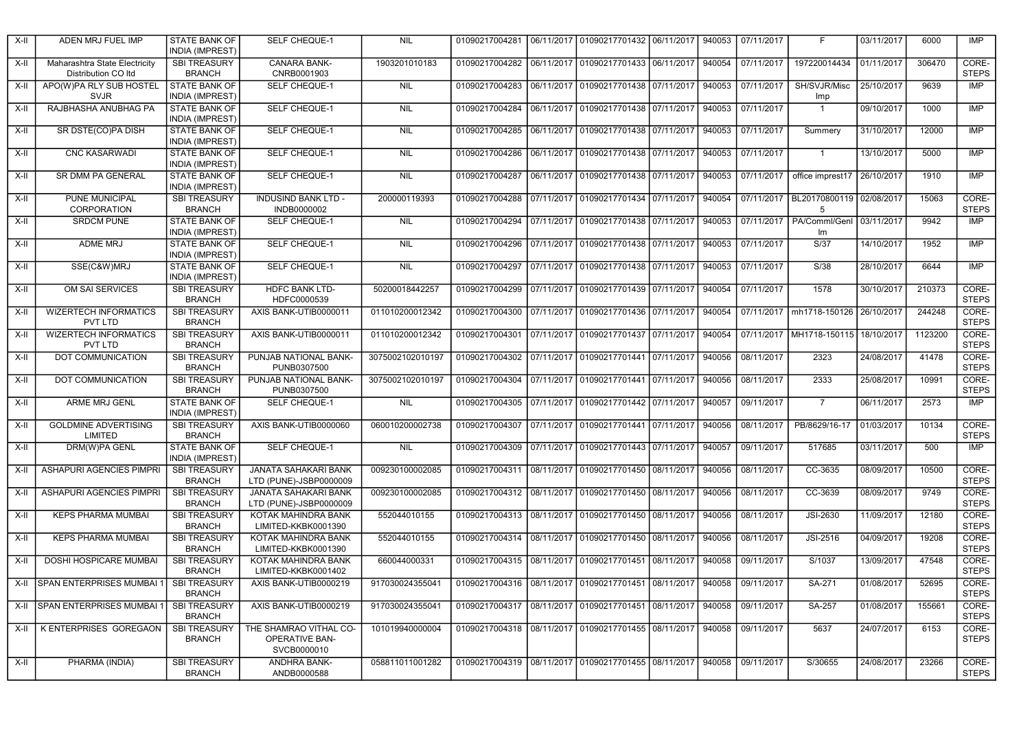| X-II | ADEN MRJ FUEL IMP | STATE BANK OF INDIA (IMPREST) | SELF CHEQUE-1 | NIL | 01090217004281 | 06/11/2017 | 01090217701432 | 06/11/2017 | 940053 | 07/11/2017 | F | 03/11/2017 | 6000 | IMP |
|---|---|---|---|---|---|---|---|---|---|---|---|---|---|---|
| X-II | Maharashtra State Electricity Distribution CO ltd | SBI TREASURY BRANCH | CANARA BANK-CNRB0001903 | 1903201010183 | 01090217004282 | 06/11/2017 | 01090217701433 | 06/11/2017 | 940054 | 07/11/2017 | 197220014434 | 01/11/2017 | 306470 | CORE-STEPS |
| X-II | APO(W)PA RLY SUB HOSTEL SVJR | STATE BANK OF INDIA (IMPREST) | SELF CHEQUE-1 | NIL | 01090217004283 | 06/11/2017 | 01090217701438 | 07/11/2017 | 940053 | 07/11/2017 | SH/SVJR/Misc Imp | 25/10/2017 | 9639 | IMP |
| X-II | RAJBHASHA ANUBHAG PA | STATE BANK OF INDIA (IMPREST) | SELF CHEQUE-1 | NIL | 01090217004284 | 06/11/2017 | 01090217701438 | 07/11/2017 | 940053 | 07/11/2017 | 1 | 09/10/2017 | 1000 | IMP |
| X-II | SR DSTE(CO)PA DISH | STATE BANK OF INDIA (IMPREST) | SELF CHEQUE-1 | NIL | 01090217004285 | 06/11/2017 | 01090217701438 | 07/11/2017 | 940053 | 07/11/2017 | Summery | 31/10/2017 | 12000 | IMP |
| X-II | CNC KASARWADI | STATE BANK OF INDIA (IMPREST) | SELF CHEQUE-1 | NIL | 01090217004286 | 06/11/2017 | 01090217701438 | 07/11/2017 | 940053 | 07/11/2017 | 1 | 13/10/2017 | 5000 | IMP |
| X-II | SR DMM PA GENERAL | STATE BANK OF INDIA (IMPREST) | SELF CHEQUE-1 | NIL | 01090217004287 | 06/11/2017 | 01090217701438 | 07/11/2017 | 940053 | 07/11/2017 | office imprest17 | 26/10/2017 | 1910 | IMP |
| X-II | PUNE MUNICIPAL CORPORATION | SBI TREASURY BRANCH | INDUSIND BANK LTD - INDB0000002 | 200000119393 | 01090217004288 | 07/11/2017 | 01090217701434 | 07/11/2017 | 940054 | 07/11/2017 | BL201708001195 | 02/08/2017 | 15063 | CORE-STEPS |
| X-II | SRDCM PUNE | STATE BANK OF INDIA (IMPREST) | SELF CHEQUE-1 | NIL | 01090217004294 | 07/11/2017 | 01090217701438 | 07/11/2017 | 940053 | 07/11/2017 | PA/Comml/Genl Im | 03/11/2017 | 9942 | IMP |
| X-II | ADME MRJ | STATE BANK OF INDIA (IMPREST) | SELF CHEQUE-1 | NIL | 01090217004296 | 07/11/2017 | 01090217701438 | 07/11/2017 | 940053 | 07/11/2017 | S/37 | 14/10/2017 | 1952 | IMP |
| X-II | SSE(C&W)MRJ | STATE BANK OF INDIA (IMPREST) | SELF CHEQUE-1 | NIL | 01090217004297 | 07/11/2017 | 01090217701438 | 07/11/2017 | 940053 | 07/11/2017 | S/38 | 28/10/2017 | 6644 | IMP |
| X-II | OM SAI SERVICES | SBI TREASURY BRANCH | HDFC BANK LTD-HDFC0000539 | 50200018442257 | 01090217004299 | 07/11/2017 | 01090217701439 | 07/11/2017 | 940054 | 07/11/2017 | 1578 | 30/10/2017 | 210373 | CORE-STEPS |
| X-II | WIZERTECH INFORMATICS PVT LTD | SBI TREASURY BRANCH | AXIS BANK-UTIB0000011 | 011010200012342 | 01090217004300 | 07/11/2017 | 01090217701436 | 07/11/2017 | 940054 | 07/11/2017 | mh1718-150126 | 26/10/2017 | 244248 | CORE-STEPS |
| X-II | WIZERTECH INFORMATICS PVT LTD | SBI TREASURY BRANCH | AXIS BANK-UTIB0000011 | 011010200012342 | 01090217004301 | 07/11/2017 | 01090217701437 | 07/11/2017 | 940054 | 07/11/2017 | MH1718-150115 | 18/10/2017 | 1123200 | CORE-STEPS |
| X-II | DOT COMMUNICATION | SBI TREASURY BRANCH | PUNJAB NATIONAL BANK-PUNB0307500 | 3075002102010197 | 01090217004302 | 07/11/2017 | 01090217701441 | 07/11/2017 | 940056 | 08/11/2017 | 2323 | 24/08/2017 | 41478 | CORE-STEPS |
| X-II | DOT COMMUNICATION | SBI TREASURY BRANCH | PUNJAB NATIONAL BANK-PUNB0307500 | 3075002102010197 | 01090217004304 | 07/11/2017 | 01090217701441 | 07/11/2017 | 940056 | 08/11/2017 | 2333 | 25/08/2017 | 10991 | CORE-STEPS |
| X-II | ARME MRJ GENL | STATE BANK OF INDIA (IMPREST) | SELF CHEQUE-1 | NIL | 01090217004305 | 07/11/2017 | 01090217701442 | 07/11/2017 | 940057 | 09/11/2017 | 7 | 06/11/2017 | 2573 | IMP |
| X-II | GOLDMINE ADVERTISING LIMITED | SBI TREASURY BRANCH | AXIS BANK-UTIB0000060 | 060010200002738 | 01090217004307 | 07/11/2017 | 01090217701441 | 07/11/2017 | 940056 | 08/11/2017 | PB/8629/16-17 | 01/03/2017 | 10134 | CORE-STEPS |
| X-II | DRM(W)PA GENL | STATE BANK OF INDIA (IMPREST) | SELF CHEQUE-1 | NIL | 01090217004309 | 07/11/2017 | 01090217701443 | 07/11/2017 | 940057 | 09/11/2017 | 517685 | 03/11/2017 | 500 | IMP |
| X-II | ASHAPURI AGENCIES PIMPRI | SBI TREASURY BRANCH | JANATA SAHAKARI BANK LTD (PUNE)-JSBP0000009 | 009230100002085 | 01090217004311 | 08/11/2017 | 01090217701450 | 08/11/2017 | 940056 | 08/11/2017 | CC-3635 | 08/09/2017 | 10500 | CORE-STEPS |
| X-II | ASHAPURI AGENCIES PIMPRI | SBI TREASURY BRANCH | JANATA SAHAKARI BANK LTD (PUNE)-JSBP0000009 | 009230100002085 | 01090217004312 | 08/11/2017 | 01090217701450 | 08/11/2017 | 940056 | 08/11/2017 | CC-3639 | 08/09/2017 | 9749 | CORE-STEPS |
| X-II | KEPS PHARMA MUMBAI | SBI TREASURY BRANCH | KOTAK MAHINDRA BANK LIMITED-KKBK0001390 | 552044010155 | 01090217004313 | 08/11/2017 | 01090217701450 | 08/11/2017 | 940056 | 08/11/2017 | JSI-2630 | 11/09/2017 | 12180 | CORE-STEPS |
| X-II | KEPS PHARMA MUMBAI | SBI TREASURY BRANCH | KOTAK MAHINDRA BANK LIMITED-KKBK0001390 | 552044010155 | 01090217004314 | 08/11/2017 | 01090217701450 | 08/11/2017 | 940056 | 08/11/2017 | JSI-2516 | 04/09/2017 | 19208 | CORE-STEPS |
| X-II | DOSHI HOSPICARE MUMBAI | SBI TREASURY BRANCH | KOTAK MAHINDRA BANK LIMITED-KKBK0001402 | 660044000331 | 01090217004315 | 08/11/2017 | 01090217701451 | 08/11/2017 | 940058 | 09/11/2017 | S/1037 | 13/09/2017 | 47548 | CORE-STEPS |
| X-II | SPAN ENTERPRISES MUMBAI 1 | SBI TREASURY BRANCH | AXIS BANK-UTIB0000219 | 917030024355041 | 01090217004316 | 08/11/2017 | 01090217701451 | 08/11/2017 | 940058 | 09/11/2017 | SA-271 | 01/08/2017 | 52695 | CORE-STEPS |
| X-II | SPAN ENTERPRISES MUMBAI 1 | SBI TREASURY BRANCH | AXIS BANK-UTIB0000219 | 917030024355041 | 01090217004317 | 08/11/2017 | 01090217701451 | 08/11/2017 | 940058 | 09/11/2017 | SA-257 | 01/08/2017 | 155661 | CORE-STEPS |
| X-II | K ENTERPRISES GOREGAON | SBI TREASURY BRANCH | THE SHAMRAO VITHAL CO-OPERATIVE BAN-SVCB0000010 | 101019940000004 | 01090217004318 | 08/11/2017 | 01090217701455 | 08/11/2017 | 940058 | 09/11/2017 | 5637 | 24/07/2017 | 6153 | CORE-STEPS |
| X-II | PHARMA (INDIA) | SBI TREASURY BRANCH | ANDHRA BANK-ANDB0000588 | 058811011001282 | 01090217004319 | 08/11/2017 | 01090217701455 | 08/11/2017 | 940058 | 09/11/2017 | S/30655 | 24/08/2017 | 23266 | CORE-STEPS |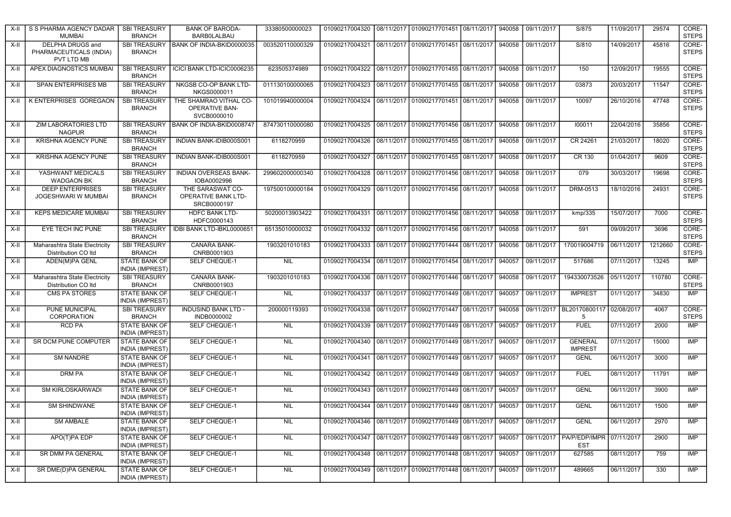| X-II | S S PHARMA AGENCY DADAR MUMBAI | SBI TREASURY BRANCH | BANK OF BARODA-BARB0LALBAU | 33380500000023 | 01090217004320 | 08/11/2017 | 01090217701451 | 08/11/2017 | 940058 | 09/11/2017 | S/875 | 11/09/2017 | 29574 | CORE-STEPS |
|---|---|---|---|---|---|---|---|---|---|---|---|---|---|---|
| X-II | DELPHA DRUGS and PHARMACEUTICALS (INDIA) PVT LTD MB | SBI TREASURY BRANCH | BANK OF INDIA-BKID0000035 | 003520110000329 | 01090217004321 | 08/11/2017 | 01090217701451 | 08/11/2017 | 940058 | 09/11/2017 | S/810 | 14/09/2017 | 45816 | CORE-STEPS |
| X-II | APEX DIAGNOSTICS MUMBAI | SBI TREASURY BRANCH | ICICI BANK LTD-ICIC0006235 | 623505374989 | 01090217004322 | 08/11/2017 | 01090217701455 | 08/11/2017 | 940058 | 09/11/2017 | 150 | 12/09/2017 | 19555 | CORE-STEPS |
| X-II | SPAN ENTERPRISES MB | SBI TREASURY BRANCH | NKGSB CO-OP BANK LTD-NKGS0000011 | 011130100000065 | 01090217004323 | 08/11/2017 | 01090217701455 | 08/11/2017 | 940058 | 09/11/2017 | 03873 | 20/03/2017 | 11547 | CORE-STEPS |
| X-II | K ENTERPRISES GOREGAON | SBI TREASURY BRANCH | THE SHAMRAO VITHAL CO-OPERATIVE BAN-SVCB0000010 | 101019940000004 | 01090217004324 | 08/11/2017 | 01090217701451 | 08/11/2017 | 940058 | 09/11/2017 | 10097 | 26/10/2016 | 47748 | CORE-STEPS |
| X-II | ZIM LABORATORIES LTD NAGPUR | SBI TREASURY BRANCH | BANK OF INDIA-BKID0008747 | 874730110000080 | 01090217004325 | 08/11/2017 | 01090217701456 | 08/11/2017 | 940058 | 09/11/2017 | I00011 | 22/04/2016 | 35856 | CORE-STEPS |
| X-II | KRISHNA AGENCY PUNE | SBI TREASURY BRANCH | INDIAN BANK-IDIB000S001 | 6118270959 | 01090217004326 | 08/11/2017 | 01090217701455 | 08/11/2017 | 940058 | 09/11/2017 | CR 24261 | 21/03/2017 | 18020 | CORE-STEPS |
| X-II | KRISHNA AGENCY PUNE | SBI TREASURY BRANCH | INDIAN BANK-IDIB000S001 | 6118270959 | 01090217004327 | 08/11/2017 | 01090217701455 | 08/11/2017 | 940058 | 09/11/2017 | CR 130 | 01/04/2017 | 9609 | CORE-STEPS |
| X-II | YASHWANT MEDICALS WADGAON BK | SBI TREASURY BRANCH | INDIAN OVERSEAS BANK-IOBA0002996 | 299602000000340 | 01090217004328 | 08/11/2017 | 01090217701456 | 08/11/2017 | 940058 | 09/11/2017 | 079 | 30/03/2017 | 19698 | CORE-STEPS |
| X-II | DEEP ENTERPRISES JOGESHWARI W MUMBAI | SBI TREASURY BRANCH | THE SARASWAT CO-OPERATIVE BANK LTD-SRCB0000197 | 197500100000184 | 01090217004329 | 08/11/2017 | 01090217701456 | 08/11/2017 | 940058 | 09/11/2017 | DRM-0513 | 18/10/2016 | 24931 | CORE-STEPS |
| X-II | KEPS MEDICARE MUMBAI | SBI TREASURY BRANCH | HDFC BANK LTD-HDFC0000143 | 50200013903422 | 01090217004331 | 08/11/2017 | 01090217701456 | 08/11/2017 | 940058 | 09/11/2017 | kmp/335 | 15/07/2017 | 7000 | CORE-STEPS |
| X-II | EYE TECH INC PUNE | SBI TREASURY BRANCH | IDBI BANK LTD-IBKL0000651 | 65135010000032 | 01090217004332 | 08/11/2017 | 01090217701456 | 08/11/2017 | 940058 | 09/11/2017 | 591 | 09/09/2017 | 3696 | CORE-STEPS |
| X-II | Maharashtra State Electricity Distribution CO ltd | SBI TREASURY BRANCH | CANARA BANK-CNRB0001903 | 1903201010183 | 01090217004333 | 08/11/2017 | 01090217701444 | 08/11/2017 | 940056 | 08/11/2017 | 170019004719 | 06/11/2017 | 1212660 | CORE-STEPS |
| X-II | ADEN(M)PA GENL | STATE BANK OF INDIA (IMPREST) | SELF CHEQUE-1 | NIL | 01090217004334 | 08/11/2017 | 01090217701454 | 08/11/2017 | 940057 | 09/11/2017 | 517686 | 07/11/2017 | 13245 | IMP |
| X-II | Maharashtra State Electricity Distribution CO ltd | SBI TREASURY BRANCH | CANARA BANK-CNRB0001903 | 1903201010183 | 01090217004336 | 08/11/2017 | 01090217701446 | 08/11/2017 | 940058 | 09/11/2017 | 194330073526 | 05/11/2017 | 110780 | CORE-STEPS |
| X-II | CMS PA STORES | STATE BANK OF INDIA (IMPREST) | SELF CHEQUE-1 | NIL | 01090217004337 | 08/11/2017 | 01090217701449 | 08/11/2017 | 940057 | 09/11/2017 | IMPREST | 01/11/2017 | 34830 | IMP |
| X-II | PUNE MUNICIPAL CORPORATION | SBI TREASURY BRANCH | INDUSIND BANK LTD - INDB0000002 | 200000119393 | 01090217004338 | 08/11/2017 | 01090217701447 | 08/11/2017 | 940058 | 09/11/2017 | BL201708001175 | 02/08/2017 | 4067 | CORE-STEPS |
| X-II | RCD PA | STATE BANK OF INDIA (IMPREST) | SELF CHEQUE-1 | NIL | 01090217004339 | 08/11/2017 | 01090217701449 | 08/11/2017 | 940057 | 09/11/2017 | FUEL | 07/11/2017 | 2000 | IMP |
| X-II | SR DCM PUNE COMPUTER | STATE BANK OF INDIA (IMPREST) | SELF CHEQUE-1 | NIL | 01090217004340 | 08/11/2017 | 01090217701449 | 08/11/2017 | 940057 | 09/11/2017 | GENERAL IMPREST | 07/11/2017 | 15000 | IMP |
| X-II | SM NANDRE | STATE BANK OF INDIA (IMPREST) | SELF CHEQUE-1 | NIL | 01090217004341 | 08/11/2017 | 01090217701449 | 08/11/2017 | 940057 | 09/11/2017 | GENL | 06/11/2017 | 3000 | IMP |
| X-II | DRM PA | STATE BANK OF INDIA (IMPREST) | SELF CHEQUE-1 | NIL | 01090217004342 | 08/11/2017 | 01090217701449 | 08/11/2017 | 940057 | 09/11/2017 | FUEL | 08/11/2017 | 11791 | IMP |
| X-II | SM KIRLOSKARWADI | STATE BANK OF INDIA (IMPREST) | SELF CHEQUE-1 | NIL | 01090217004343 | 08/11/2017 | 01090217701449 | 08/11/2017 | 940057 | 09/11/2017 | GENL | 06/11/2017 | 3900 | IMP |
| X-II | SM SHINDWANE | STATE BANK OF INDIA (IMPREST) | SELF CHEQUE-1 | NIL | 01090217004344 | 08/11/2017 | 01090217701449 | 08/11/2017 | 940057 | 09/11/2017 | GENL | 06/11/2017 | 1500 | IMP |
| X-II | SM AMBALE | STATE BANK OF INDIA (IMPREST) | SELF CHEQUE-1 | NIL | 01090217004346 | 08/11/2017 | 01090217701449 | 08/11/2017 | 940057 | 09/11/2017 | GENL | 06/11/2017 | 2970 | IMP |
| X-II | APO(T)PA EDP | STATE BANK OF INDIA (IMPREST) | SELF CHEQUE-1 | NIL | 01090217004347 | 08/11/2017 | 01090217701449 | 08/11/2017 | 940057 | 09/11/2017 | PA/P/EDP/IMPREST | 07/11/2017 | 2900 | IMP |
| X-II | SR DMM PA GENERAL | STATE BANK OF INDIA (IMPREST) | SELF CHEQUE-1 | NIL | 01090217004348 | 08/11/2017 | 01090217701448 | 08/11/2017 | 940057 | 09/11/2017 | 627585 | 08/11/2017 | 759 | IMP |
| X-II | SR DME(D)PA GENERAL | STATE BANK OF INDIA (IMPREST) | SELF CHEQUE-1 | NIL | 01090217004349 | 08/11/2017 | 01090217701448 | 08/11/2017 | 940057 | 09/11/2017 | 489665 | 06/11/2017 | 330 | IMP |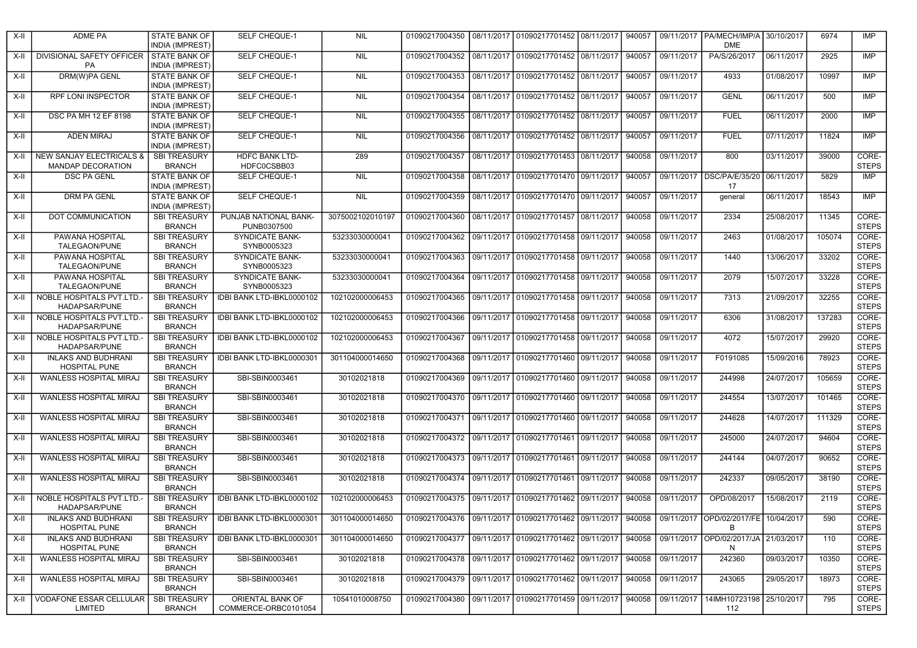| X-II | ADME PA | STATE BANK OF INDIA (IMPREST) | SELF CHEQUE-1 | NIL | 01090217004350 | 08/11/2017 | 01090217701452 | 08/11/2017 | 940057 | 09/11/2017 | PA/MECH/IMP/A DME | 30/10/2017 | 6974 | IMP |
|---|---|---|---|---|---|---|---|---|---|---|---|---|---|---|
| X-II | DIVISIONAL SAFETY OFFICER PA | STATE BANK OF INDIA (IMPREST) | SELF CHEQUE-1 | NIL | 01090217004352 | 08/11/2017 | 01090217701452 | 08/11/2017 | 940057 | 09/11/2017 | PA/S/26/2017 | 06/11/2017 | 2925 | IMP |
| X-II | DRM(W)PA GENL | STATE BANK OF INDIA (IMPREST) | SELF CHEQUE-1 | NIL | 01090217004353 | 08/11/2017 | 01090217701452 | 08/11/2017 | 940057 | 09/11/2017 | 4933 | 01/08/2017 | 10997 | IMP |
| X-II | RPF LONI INSPECTOR | STATE BANK OF INDIA (IMPREST) | SELF CHEQUE-1 | NIL | 01090217004354 | 08/11/2017 | 01090217701452 | 08/11/2017 | 940057 | 09/11/2017 | GENL | 06/11/2017 | 500 | IMP |
| X-II | DSC PA MH 12 EF 8198 | STATE BANK OF INDIA (IMPREST) | SELF CHEQUE-1 | NIL | 01090217004355 | 08/11/2017 | 01090217701452 | 08/11/2017 | 940057 | 09/11/2017 | FUEL | 06/11/2017 | 2000 | IMP |
| X-II | ADEN MIRAJ | STATE BANK OF INDIA (IMPREST) | SELF CHEQUE-1 | NIL | 01090217004356 | 08/11/2017 | 01090217701452 | 08/11/2017 | 940057 | 09/11/2017 | FUEL | 07/11/2017 | 11824 | IMP |
| X-II | NEW SANJAY ELECTRICALS & MANDAP DECORATION | SBI TREASURY BRANCH | HDFC BANK LTD-HDFC0CSBB03 | 289 | 01090217004357 | 08/11/2017 | 01090217701453 | 08/11/2017 | 940058 | 09/11/2017 | 800 | 03/11/2017 | 39000 | CORE-STEPS |
| X-II | DSC PA GENL | STATE BANK OF INDIA (IMPREST) | SELF CHEQUE-1 | NIL | 01090217004358 | 08/11/2017 | 01090217701470 | 09/11/2017 | 940057 | 09/11/2017 | DSC/PA/E/35/2017 | 06/11/2017 | 5829 | IMP |
| X-II | DRM PA GENL | STATE BANK OF INDIA (IMPREST) | SELF CHEQUE-1 | NIL | 01090217004359 | 08/11/2017 | 01090217701470 | 09/11/2017 | 940057 | 09/11/2017 | general | 06/11/2017 | 18543 | IMP |
| X-II | DOT COMMUNICATION | SBI TREASURY BRANCH | PUNJAB NATIONAL BANK-PUNB0307500 | 3075002102010197 | 01090217004360 | 08/11/2017 | 01090217701457 | 08/11/2017 | 940058 | 09/11/2017 | 2334 | 25/08/2017 | 11345 | CORE-STEPS |
| X-II | PAWANA HOSPITAL TALEGAON/PUNE | SBI TREASURY BRANCH | SYNDICATE BANK-SYNB0005323 | 53233030000041 | 01090217004362 | 09/11/2017 | 01090217701458 | 09/11/2017 | 940058 | 09/11/2017 | 2463 | 01/08/2017 | 105074 | CORE-STEPS |
| X-II | PAWANA HOSPITAL TALEGAON/PUNE | SBI TREASURY BRANCH | SYNDICATE BANK-SYNB0005323 | 53233030000041 | 01090217004363 | 09/11/2017 | 01090217701458 | 09/11/2017 | 940058 | 09/11/2017 | 1440 | 13/06/2017 | 33202 | CORE-STEPS |
| X-II | PAWANA HOSPITAL TALEGAON/PUNE | SBI TREASURY BRANCH | SYNDICATE BANK-SYNB0005323 | 53233030000041 | 01090217004364 | 09/11/2017 | 01090217701458 | 09/11/2017 | 940058 | 09/11/2017 | 2079 | 15/07/2017 | 33228 | CORE-STEPS |
| X-II | NOBLE HOSPITALS PVT.LTD.-HADAPSAR/PUNE | SBI TREASURY BRANCH | IDBI BANK LTD-IBKL0000102 | 102102000006453 | 01090217004365 | 09/11/2017 | 01090217701458 | 09/11/2017 | 940058 | 09/11/2017 | 7313 | 21/09/2017 | 32255 | CORE-STEPS |
| X-II | NOBLE HOSPITALS PVT.LTD.-HADAPSAR/PUNE | SBI TREASURY BRANCH | IDBI BANK LTD-IBKL0000102 | 102102000006453 | 01090217004366 | 09/11/2017 | 01090217701458 | 09/11/2017 | 940058 | 09/11/2017 | 6306 | 31/08/2017 | 137283 | CORE-STEPS |
| X-II | NOBLE HOSPITALS PVT.LTD.-HADAPSAR/PUNE | SBI TREASURY BRANCH | IDBI BANK LTD-IBKL0000102 | 102102000006453 | 01090217004367 | 09/11/2017 | 01090217701458 | 09/11/2017 | 940058 | 09/11/2017 | 4072 | 15/07/2017 | 29920 | CORE-STEPS |
| X-II | INLAKS AND BUDHRANI HOSPITAL PUNE | SBI TREASURY BRANCH | IDBI BANK LTD-IBKL0000301 | 301104000014650 | 01090217004368 | 09/11/2017 | 01090217701460 | 09/11/2017 | 940058 | 09/11/2017 | F0191085 | 15/09/2016 | 78923 | CORE-STEPS |
| X-II | WANLESS HOSPITAL MIRAJ | SBI TREASURY BRANCH | SBI-SBIN0003461 | 30102021818 | 01090217004369 | 09/11/2017 | 01090217701460 | 09/11/2017 | 940058 | 09/11/2017 | 244998 | 24/07/2017 | 105659 | CORE-STEPS |
| X-II | WANLESS HOSPITAL MIRAJ | SBI TREASURY BRANCH | SBI-SBIN0003461 | 30102021818 | 01090217004370 | 09/11/2017 | 01090217701460 | 09/11/2017 | 940058 | 09/11/2017 | 244554 | 13/07/2017 | 101465 | CORE-STEPS |
| X-II | WANLESS HOSPITAL MIRAJ | SBI TREASURY BRANCH | SBI-SBIN0003461 | 30102021818 | 01090217004371 | 09/11/2017 | 01090217701460 | 09/11/2017 | 940058 | 09/11/2017 | 244628 | 14/07/2017 | 111329 | CORE-STEPS |
| X-II | WANLESS HOSPITAL MIRAJ | SBI TREASURY BRANCH | SBI-SBIN0003461 | 30102021818 | 01090217004372 | 09/11/2017 | 01090217701461 | 09/11/2017 | 940058 | 09/11/2017 | 245000 | 24/07/2017 | 94604 | CORE-STEPS |
| X-II | WANLESS HOSPITAL MIRAJ | SBI TREASURY BRANCH | SBI-SBIN0003461 | 30102021818 | 01090217004373 | 09/11/2017 | 01090217701461 | 09/11/2017 | 940058 | 09/11/2017 | 244144 | 04/07/2017 | 90652 | CORE-STEPS |
| X-II | WANLESS HOSPITAL MIRAJ | SBI TREASURY BRANCH | SBI-SBIN0003461 | 30102021818 | 01090217004374 | 09/11/2017 | 01090217701461 | 09/11/2017 | 940058 | 09/11/2017 | 242337 | 09/05/2017 | 38190 | CORE-STEPS |
| X-II | NOBLE HOSPITALS PVT.LTD.-HADAPSAR/PUNE | SBI TREASURY BRANCH | IDBI BANK LTD-IBKL0000102 | 102102000006453 | 01090217004375 | 09/11/2017 | 01090217701462 | 09/11/2017 | 940058 | 09/11/2017 | OPD/08/2017 | 15/08/2017 | 2119 | CORE-STEPS |
| X-II | INLAKS AND BUDHRANI HOSPITAL PUNE | SBI TREASURY BRANCH | IDBI BANK LTD-IBKL0000301 | 301104000014650 | 01090217004376 | 09/11/2017 | 01090217701462 | 09/11/2017 | 940058 | 09/11/2017 | OPD/02/2017/FEB | 10/04/2017 | 590 | CORE-STEPS |
| X-II | INLAKS AND BUDHRANI HOSPITAL PUNE | SBI TREASURY BRANCH | IDBI BANK LTD-IBKL0000301 | 301104000014650 | 01090217004377 | 09/11/2017 | 01090217701462 | 09/11/2017 | 940058 | 09/11/2017 | OPD/02/2017/JAN | 21/03/2017 | 110 | CORE-STEPS |
| X-II | WANLESS HOSPITAL MIRAJ | SBI TREASURY BRANCH | SBI-SBIN0003461 | 30102021818 | 01090217004378 | 09/11/2017 | 01090217701462 | 09/11/2017 | 940058 | 09/11/2017 | 242360 | 09/03/2017 | 10350 | CORE-STEPS |
| X-II | WANLESS HOSPITAL MIRAJ | SBI TREASURY BRANCH | SBI-SBIN0003461 | 30102021818 | 01090217004379 | 09/11/2017 | 01090217701462 | 09/11/2017 | 940058 | 09/11/2017 | 243065 | 29/05/2017 | 18973 | CORE-STEPS |
| X-II | VODAFONE ESSAR CELLULAR LIMITED | SBI TREASURY BRANCH | ORIENTAL BANK OF COMMERCE-ORBC0101054 | 10541010008750 | 01090217004380 | 09/11/2017 | 01090217701459 | 09/11/2017 | 940058 | 09/11/2017 | 14IMH10723198112 | 25/10/2017 | 795 | CORE-STEPS |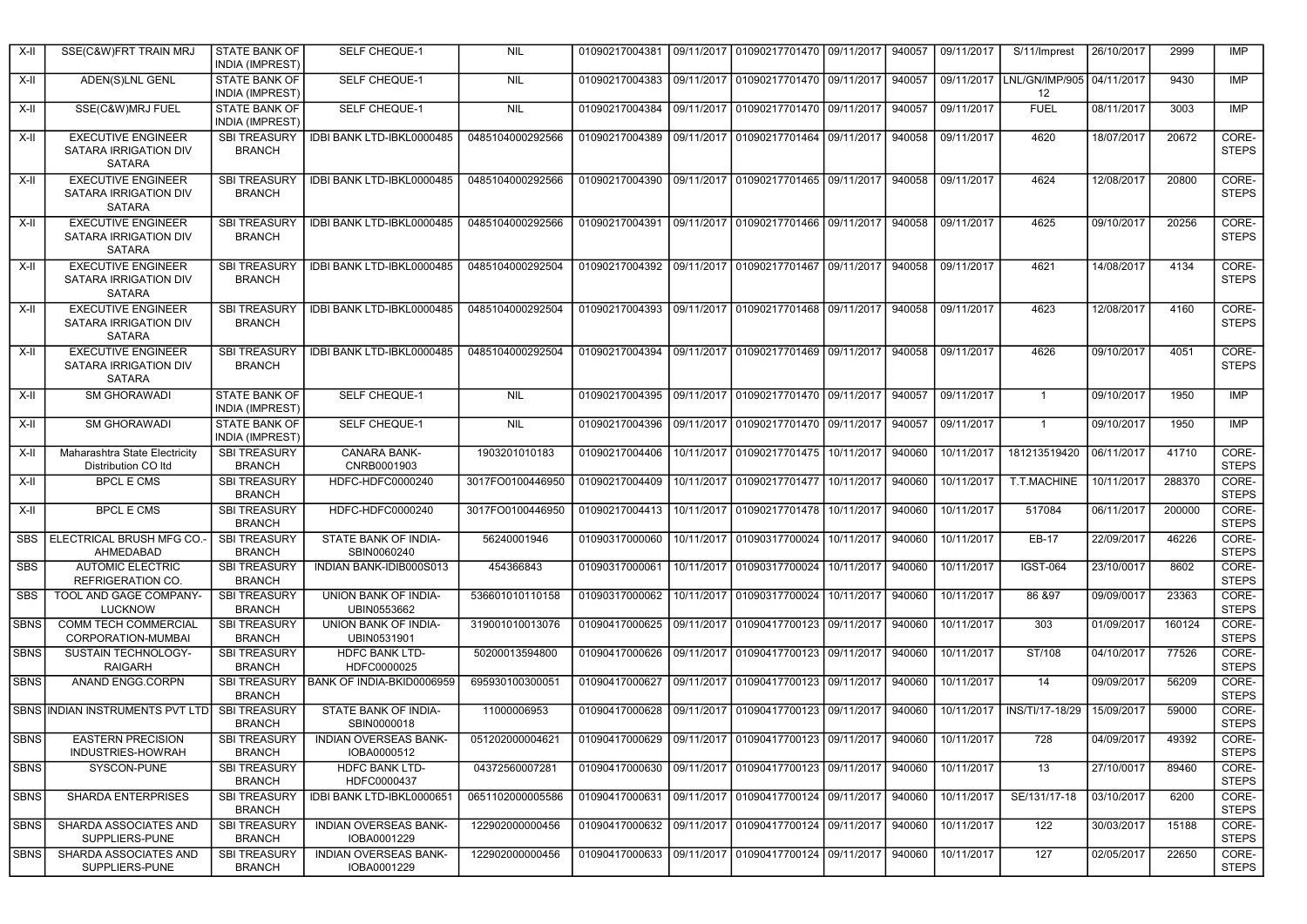| X-II | SSE(C&W)FRT TRAIN MRJ | STATE BANK OF INDIA (IMPREST) | SELF CHEQUE-1 | NIL | 01090217004381 | 09/11/2017 | 01090217701470 | 09/11/2017 | 940057 | 09/11/2017 | S/11/Imprest | 26/10/2017 | 2999 | IMP |
|---|---|---|---|---|---|---|---|---|---|---|---|---|---|---|
| X-II | ADEN(S)LNL GENL | STATE BANK OF INDIA (IMPREST) | SELF CHEQUE-1 | NIL | 01090217004383 | 09/11/2017 | 01090217701470 | 09/11/2017 | 940057 | 09/11/2017 | LNL/GN/IMP/905 12 | 04/11/2017 | 9430 | IMP |
| X-II | SSE(C&W)MRJ FUEL | STATE BANK OF INDIA (IMPREST) | SELF CHEQUE-1 | NIL | 01090217004384 | 09/11/2017 | 01090217701470 | 09/11/2017 | 940057 | 09/11/2017 | FUEL | 08/11/2017 | 3003 | IMP |
| X-II | EXECUTIVE ENGINEER SATARA IRRIGATION DIV SATARA | SBI TREASURY BRANCH | IDBI BANK LTD-IBKL0000485 | 0485104000292566 | 01090217004389 | 09/11/2017 | 01090217701464 | 09/11/2017 | 940058 | 09/11/2017 | 4620 | 18/07/2017 | 20672 | CORE-STEPS |
| X-II | EXECUTIVE ENGINEER SATARA IRRIGATION DIV SATARA | SBI TREASURY BRANCH | IDBI BANK LTD-IBKL0000485 | 0485104000292566 | 01090217004390 | 09/11/2017 | 01090217701465 | 09/11/2017 | 940058 | 09/11/2017 | 4624 | 12/08/2017 | 20800 | CORE-STEPS |
| X-II | EXECUTIVE ENGINEER SATARA IRRIGATION DIV SATARA | SBI TREASURY BRANCH | IDBI BANK LTD-IBKL0000485 | 0485104000292566 | 01090217004391 | 09/11/2017 | 01090217701466 | 09/11/2017 | 940058 | 09/11/2017 | 4625 | 09/10/2017 | 20256 | CORE-STEPS |
| X-II | EXECUTIVE ENGINEER SATARA IRRIGATION DIV SATARA | SBI TREASURY BRANCH | IDBI BANK LTD-IBKL0000485 | 0485104000292504 | 01090217004392 | 09/11/2017 | 01090217701467 | 09/11/2017 | 940058 | 09/11/2017 | 4621 | 14/08/2017 | 4134 | CORE-STEPS |
| X-II | EXECUTIVE ENGINEER SATARA IRRIGATION DIV SATARA | SBI TREASURY BRANCH | IDBI BANK LTD-IBKL0000485 | 0485104000292504 | 01090217004393 | 09/11/2017 | 01090217701468 | 09/11/2017 | 940058 | 09/11/2017 | 4623 | 12/08/2017 | 4160 | CORE-STEPS |
| X-II | EXECUTIVE ENGINEER SATARA IRRIGATION DIV SATARA | SBI TREASURY BRANCH | IDBI BANK LTD-IBKL0000485 | 0485104000292504 | 01090217004394 | 09/11/2017 | 01090217701469 | 09/11/2017 | 940058 | 09/11/2017 | 4626 | 09/10/2017 | 4051 | CORE-STEPS |
| X-II | SM GHORAWADI | STATE BANK OF INDIA (IMPREST) | SELF CHEQUE-1 | NIL | 01090217004395 | 09/11/2017 | 01090217701470 | 09/11/2017 | 940057 | 09/11/2017 | 1 | 09/10/2017 | 1950 | IMP |
| X-II | SM GHORAWADI | STATE BANK OF INDIA (IMPREST) | SELF CHEQUE-1 | NIL | 01090217004396 | 09/11/2017 | 01090217701470 | 09/11/2017 | 940057 | 09/11/2017 | 1 | 09/10/2017 | 1950 | IMP |
| X-II | Maharashtra State Electricity Distribution CO ltd | SBI TREASURY BRANCH | CANARA BANK-CNRB0001903 | 1903201010183 | 01090217004406 | 10/11/2017 | 01090217701475 | 10/11/2017 | 940060 | 10/11/2017 | 181213519420 | 06/11/2017 | 41710 | CORE-STEPS |
| X-II | BPCL E CMS | SBI TREASURY BRANCH | HDFC-HDFC0000240 | 3017FO0100446950 | 01090217004409 | 10/11/2017 | 01090217701477 | 10/11/2017 | 940060 | 10/11/2017 | T.T.MACHINE | 10/11/2017 | 288370 | CORE-STEPS |
| X-II | BPCL E CMS | SBI TREASURY BRANCH | HDFC-HDFC0000240 | 3017FO0100446950 | 01090217004413 | 10/11/2017 | 01090217701478 | 10/11/2017 | 940060 | 10/11/2017 | 517084 | 06/11/2017 | 200000 | CORE-STEPS |
| SBS | ELECTRICAL BRUSH MFG CO.-AHMEDABAD | SBI TREASURY BRANCH | STATE BANK OF INDIA-SBIN0060240 | 56240001946 | 01090317000060 | 10/11/2017 | 01090317700024 | 10/11/2017 | 940060 | 10/11/2017 | EB-17 | 22/09/2017 | 46226 | CORE-STEPS |
| SBS | AUTOMIC ELECTRIC REFRIGERATION CO. | SBI TREASURY BRANCH | INDIAN BANK-IDIB000S013 | 454366843 | 01090317000061 | 10/11/2017 | 01090317700024 | 10/11/2017 | 940060 | 10/11/2017 | IGST-064 | 23/10/0017 | 8602 | CORE-STEPS |
| SBS | TOOL AND GAGE COMPANY-LUCKNOW | SBI TREASURY BRANCH | UNION BANK OF INDIA-UBIN0553662 | 536601010110158 | 01090317000062 | 10/11/2017 | 01090317700024 | 10/11/2017 | 940060 | 10/11/2017 | 86 &97 | 09/09/0017 | 23363 | CORE-STEPS |
| SBNS | COMM TECH COMMERCIAL CORPORATION-MUMBAI | SBI TREASURY BRANCH | UNION BANK OF INDIA-UBIN0531901 | 319001010013076 | 01090417000625 | 09/11/2017 | 01090417700123 | 09/11/2017 | 940060 | 10/11/2017 | 303 | 01/09/2017 | 160124 | CORE-STEPS |
| SBNS | SUSTAIN TECHNOLOGY-RAIGARH | SBI TREASURY BRANCH | HDFC BANK LTD-HDFC0000025 | 50200013594800 | 01090417000626 | 09/11/2017 | 01090417700123 | 09/11/2017 | 940060 | 10/11/2017 | ST/108 | 04/10/2017 | 77526 | CORE-STEPS |
| SBNS | ANAND ENGG.CORPN | SBI TREASURY BRANCH | BANK OF INDIA-BKID0006959 | 695930100300051 | 01090417000627 | 09/11/2017 | 01090417700123 | 09/11/2017 | 940060 | 10/11/2017 | 14 | 09/09/2017 | 56209 | CORE-STEPS |
| SBNS | INDIAN INSTRUMENTS PVT LTD | SBI TREASURY BRANCH | STATE BANK OF INDIA-SBIN0000018 | 11000006953 | 01090417000628 | 09/11/2017 | 01090417700123 | 09/11/2017 | 940060 | 10/11/2017 | INS/TI/17-18/29 | 15/09/2017 | 59000 | CORE-STEPS |
| SBNS | EASTERN PRECISION INDUSTRIES-HOWRAH | SBI TREASURY BRANCH | INDIAN OVERSEAS BANK-IOBA0000512 | 051202000004621 | 01090417000629 | 09/11/2017 | 01090417700123 | 09/11/2017 | 940060 | 10/11/2017 | 728 | 04/09/2017 | 49392 | CORE-STEPS |
| SBNS | SYSCON-PUNE | SBI TREASURY BRANCH | HDFC BANK LTD-HDFC0000437 | 04372560007281 | 01090417000630 | 09/11/2017 | 01090417700123 | 09/11/2017 | 940060 | 10/11/2017 | 13 | 27/10/0017 | 89460 | CORE-STEPS |
| SBNS | SHARDA ENTERPRISES | SBI TREASURY BRANCH | IDBI BANK LTD-IBKL0000651 | 0651102000005586 | 01090417000631 | 09/11/2017 | 01090417700124 | 09/11/2017 | 940060 | 10/11/2017 | SE/131/17-18 | 03/10/2017 | 6200 | CORE-STEPS |
| SBNS | SHARDA ASSOCIATES AND SUPPLIERS-PUNE | SBI TREASURY BRANCH | INDIAN OVERSEAS BANK-IOBA0001229 | 122902000000456 | 01090417000632 | 09/11/2017 | 01090417700124 | 09/11/2017 | 940060 | 10/11/2017 | 122 | 30/03/2017 | 15188 | CORE-STEPS |
| SBNS | SHARDA ASSOCIATES AND SUPPLIERS-PUNE | SBI TREASURY BRANCH | INDIAN OVERSEAS BANK-IOBA0001229 | 122902000000456 | 01090417000633 | 09/11/2017 | 01090417700124 | 09/11/2017 | 940060 | 10/11/2017 | 127 | 02/05/2017 | 22650 | CORE-STEPS |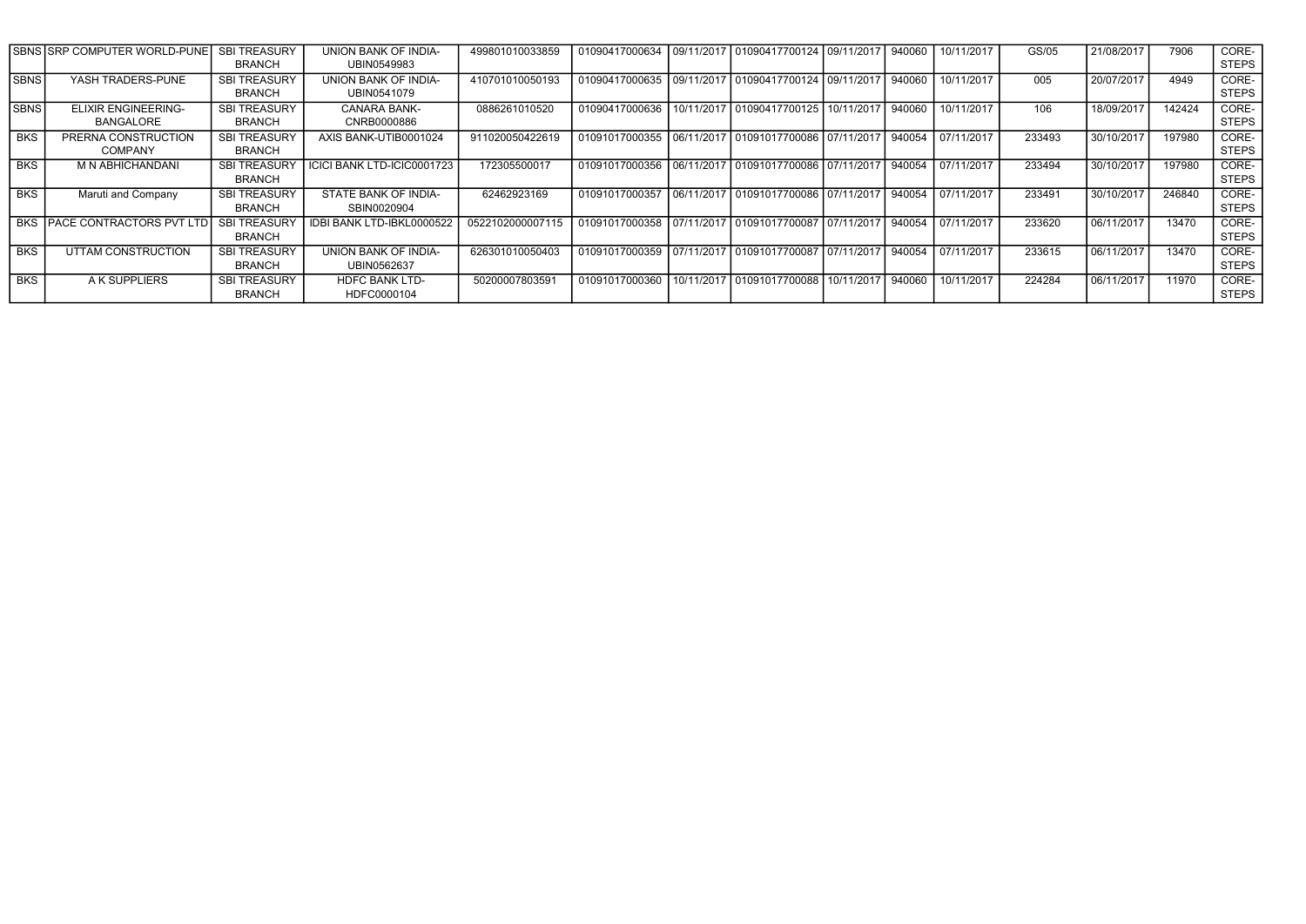| | | | | | | | | | | | | | | |
|---|---|---|---|---|---|---|---|---|---|---|---|---|---|---|
| SBNS | SRP COMPUTER WORLD-PUNE | SBI TREASURY BRANCH | UNION BANK OF INDIA-UBIN0549983 | 499801010033859 | 01090417000634 | 09/11/2017 | 01090417700124 | 09/11/2017 | 940060 | 10/11/2017 | GS/05 | 21/08/2017 | 7906 | CORE-STEPS |
| SBNS | YASH TRADERS-PUNE | SBI TREASURY BRANCH | UNION BANK OF INDIA-UBIN0541079 | 410701010050193 | 01090417000635 | 09/11/2017 | 01090417700124 | 09/11/2017 | 940060 | 10/11/2017 | 005 | 20/07/2017 | 4949 | CORE-STEPS |
| SBNS | ELIXIR ENGINEERING-BANGALORE | SBI TREASURY BRANCH | CANARA BANK-CNRB0000886 | 0886261010520 | 01090417000636 | 10/11/2017 | 01090417700125 | 10/11/2017 | 940060 | 10/11/2017 | 106 | 18/09/2017 | 142424 | CORE-STEPS |
| BKS | PRERNA CONSTRUCTION COMPANY | SBI TREASURY BRANCH | AXIS BANK-UTIB0001024 | 911020050422619 | 01091017000355 | 06/11/2017 | 01091017700086 | 07/11/2017 | 940054 | 07/11/2017 | 233493 | 30/10/2017 | 197980 | CORE-STEPS |
| BKS | M N ABHICHANDANI | SBI TREASURY BRANCH | ICICI BANK LTD-ICIC0001723 | 172305500017 | 01091017000356 | 06/11/2017 | 01091017700086 | 07/11/2017 | 940054 | 07/11/2017 | 233494 | 30/10/2017 | 197980 | CORE-STEPS |
| BKS | Maruti and Company | SBI TREASURY BRANCH | STATE BANK OF INDIA-SBIN0020904 | 62462923169 | 01091017000357 | 06/11/2017 | 01091017700086 | 07/11/2017 | 940054 | 07/11/2017 | 233491 | 30/10/2017 | 246840 | CORE-STEPS |
| BKS | PACE CONTRACTORS PVT LTD | SBI TREASURY BRANCH | IDBI BANK LTD-IBKL0000522 | 0522102000007115 | 01091017000358 | 07/11/2017 | 01091017700087 | 07/11/2017 | 940054 | 07/11/2017 | 233620 | 06/11/2017 | 13470 | CORE-STEPS |
| BKS | UTTAM CONSTRUCTION | SBI TREASURY BRANCH | UNION BANK OF INDIA-UBIN0562637 | 626301010050403 | 01091017000359 | 07/11/2017 | 01091017700087 | 07/11/2017 | 940054 | 07/11/2017 | 233615 | 06/11/2017 | 13470 | CORE-STEPS |
| BKS | A K SUPPLIERS | SBI TREASURY BRANCH | HDFC BANK LTD-HDFC0000104 | 50200007803591 | 01091017000360 | 10/11/2017 | 01091017700088 | 10/11/2017 | 940060 | 10/11/2017 | 224284 | 06/11/2017 | 11970 | CORE-STEPS |